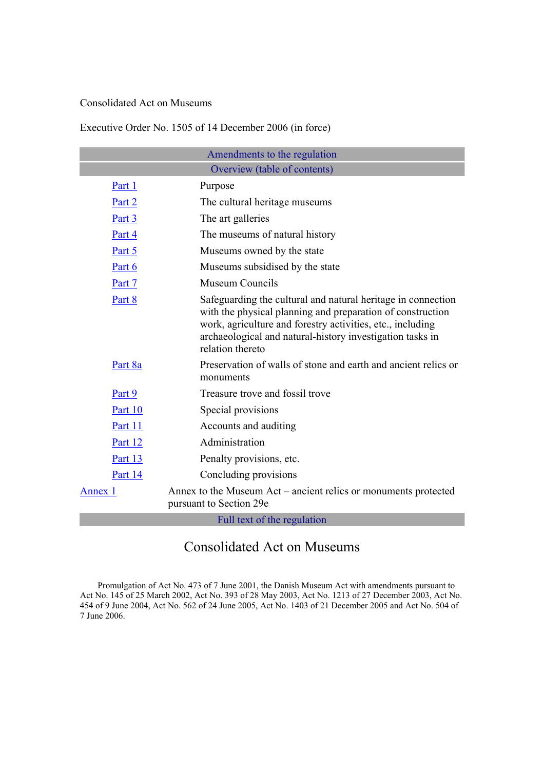Consolidated Act on Museums

Executive Order No. 1505 of 14 December 2006 (in force)

| Amendments to the regulation | |
|---|---|
| Overview (table of contents) | |
| Part 1 | Purpose |
| Part 2 | The cultural heritage museums |
| Part 3 | The art galleries |
| Part 4 | The museums of natural history |
| Part 5 | Museums owned by the state |
| Part 6 | Museums subsidised by the state |
| Part 7 | Museum Councils |
| Part 8 | Safeguarding the cultural and natural heritage in connection with the physical planning and preparation of construction work, agriculture and forestry activities, etc., including archaeological and natural-history investigation tasks in relation thereto |
| Part 8a | Preservation of walls of stone and earth and ancient relics or monuments |
| Part 9 | Treasure trove and fossil trove |
| Part 10 | Special provisions |
| Part 11 | Accounts and auditing |
| Part 12 | Administration |
| Part 13 | Penalty provisions, etc. |
| Part 14 | Concluding provisions |
| Annex 1 | Annex to the Museum Act – ancient relics or monuments protected pursuant to Section 29e |
| Full text of the regulation | |

# Consolidated Act on Museums

Promulgation of Act No. 473 of 7 June 2001, the Danish Museum Act with amendments pursuant to Act No. 145 of 25 March 2002, Act No. 393 of 28 May 2003, Act No. 1213 of 27 December 2003, Act No. 454 of 9 June 2004, Act No. 562 of 24 June 2005, Act No. 1403 of 21 December 2005 and Act No. 504 of 7 June 2006.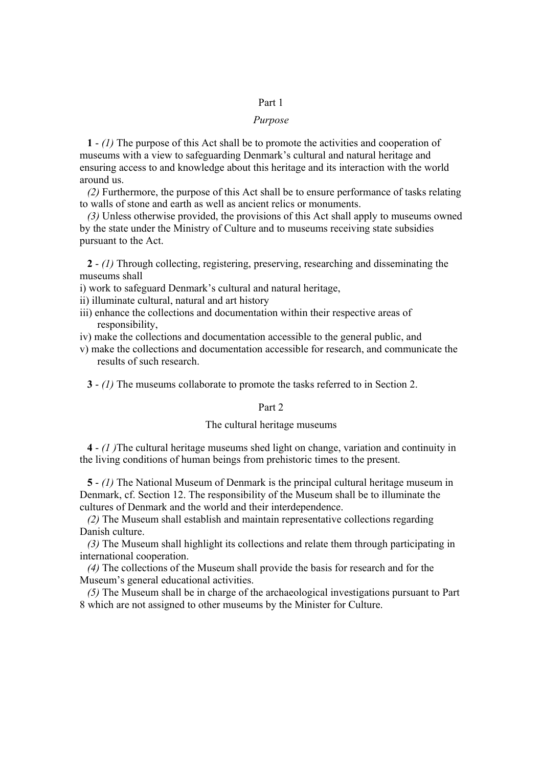## Part 1

### *Purpose*

**1** - *(1)* The purpose of this Act shall be to promote the activities and cooperation of museums with a view to safeguarding Denmark's cultural and natural heritage and ensuring access to and knowledge about this heritage and its interaction with the world around us.

*(2)* Furthermore, the purpose of this Act shall be to ensure performance of tasks relating to walls of stone and earth as well as ancient relics or monuments.

*(3)* Unless otherwise provided, the provisions of this Act shall apply to museums owned by the state under the Ministry of Culture and to museums receiving state subsidies pursuant to the Act.

**2** - *(1)* Through collecting, registering, preserving, researching and disseminating the museums shall

i) work to safeguard Denmark's cultural and natural heritage,
ii) illuminate cultural, natural and art history
iii) enhance the collections and documentation within their respective areas of responsibility,
iv) make the collections and documentation accessible to the general public, and
v) make the collections and documentation accessible for research, and communicate the results of such research.

**3** - *(1)* The museums collaborate to promote the tasks referred to in Section 2.

## Part 2

### The cultural heritage museums

**4** - *(1 )*The cultural heritage museums shed light on change, variation and continuity in the living conditions of human beings from prehistoric times to the present.

**5** - *(1)* The National Museum of Denmark is the principal cultural heritage museum in Denmark, cf. Section 12. The responsibility of the Museum shall be to illuminate the cultures of Denmark and the world and their interdependence.

*(2)* The Museum shall establish and maintain representative collections regarding Danish culture.

*(3)* The Museum shall highlight its collections and relate them through participating in international cooperation.

*(4)* The collections of the Museum shall provide the basis for research and for the Museum's general educational activities.

*(5)* The Museum shall be in charge of the archaeological investigations pursuant to Part 8 which are not assigned to other museums by the Minister for Culture.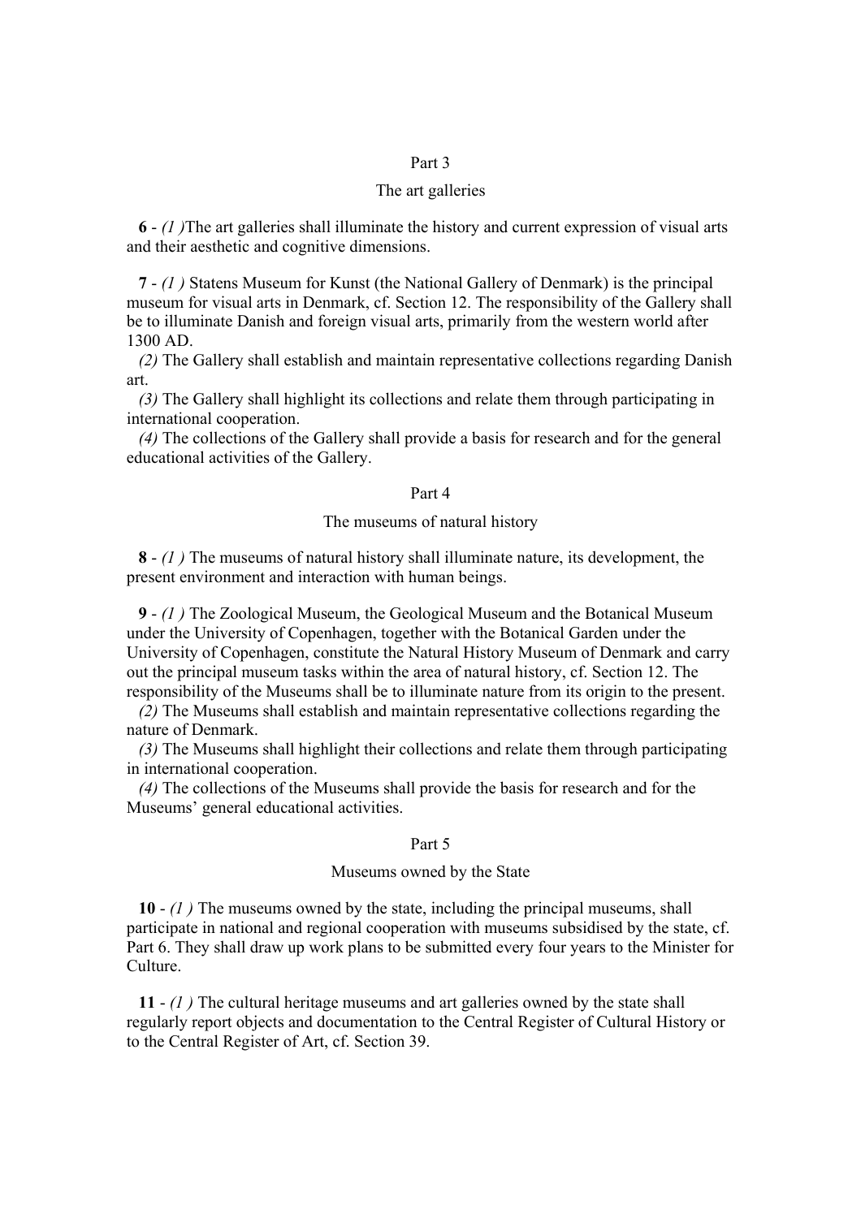## Part 3

### The art galleries

**6** - *(1 )*The art galleries shall illuminate the history and current expression of visual arts and their aesthetic and cognitive dimensions.

**7** - *(1 )* Statens Museum for Kunst (the National Gallery of Denmark) is the principal museum for visual arts in Denmark, cf. Section 12. The responsibility of the Gallery shall be to illuminate Danish and foreign visual arts, primarily from the western world after 1300 AD.

*(2)* The Gallery shall establish and maintain representative collections regarding Danish art.

*(3)* The Gallery shall highlight its collections and relate them through participating in international cooperation.

*(4)* The collections of the Gallery shall provide a basis for research and for the general educational activities of the Gallery.

## Part 4

### The museums of natural history

**8** - *(1 )* The museums of natural history shall illuminate nature, its development, the present environment and interaction with human beings.

**9** - *(1 )* The Zoological Museum, the Geological Museum and the Botanical Museum under the University of Copenhagen, together with the Botanical Garden under the University of Copenhagen, constitute the Natural History Museum of Denmark and carry out the principal museum tasks within the area of natural history, cf. Section 12. The responsibility of the Museums shall be to illuminate nature from its origin to the present.

*(2)* The Museums shall establish and maintain representative collections regarding the nature of Denmark.

*(3)* The Museums shall highlight their collections and relate them through participating in international cooperation.

*(4)* The collections of the Museums shall provide the basis for research and for the Museums' general educational activities.

## Part 5

### Museums owned by the State

**10** - *(1 )* The museums owned by the state, including the principal museums, shall participate in national and regional cooperation with museums subsidised by the state, cf. Part 6. They shall draw up work plans to be submitted every four years to the Minister for Culture.

**11** - *(1 )* The cultural heritage museums and art galleries owned by the state shall regularly report objects and documentation to the Central Register of Cultural History or to the Central Register of Art, cf. Section 39.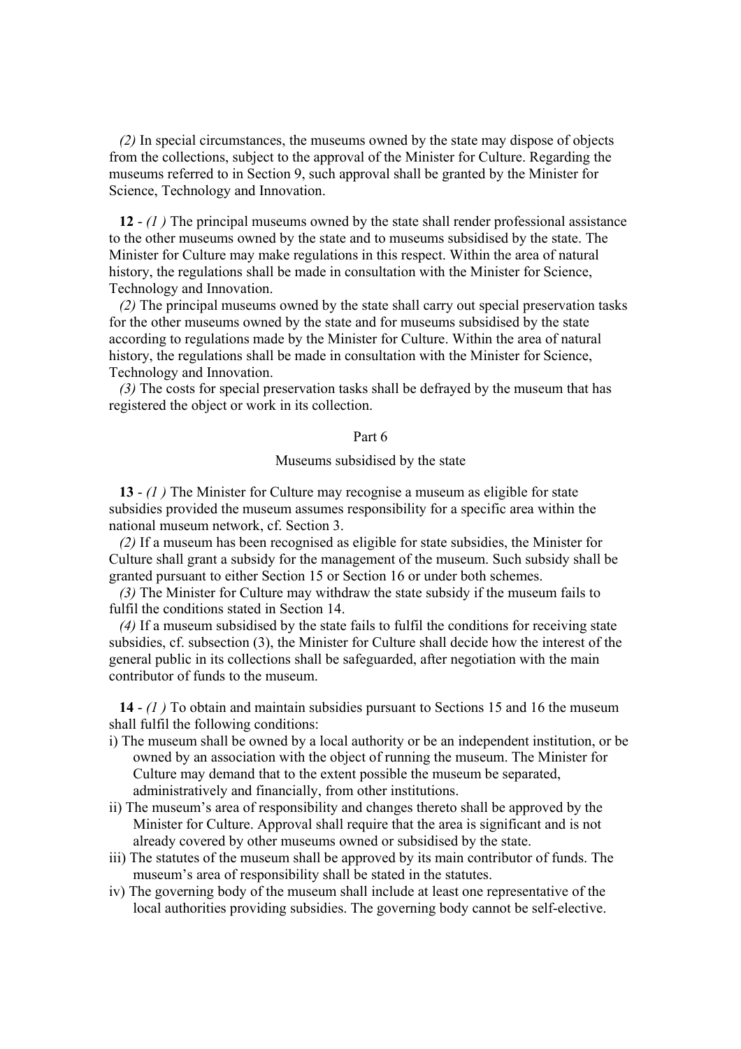*(2)* In special circumstances, the museums owned by the state may dispose of objects from the collections, subject to the approval of the Minister for Culture. Regarding the museums referred to in Section 9, such approval shall be granted by the Minister for Science, Technology and Innovation.

**12** - *(1 )* The principal museums owned by the state shall render professional assistance to the other museums owned by the state and to museums subsidised by the state. The Minister for Culture may make regulations in this respect. Within the area of natural history, the regulations shall be made in consultation with the Minister for Science, Technology and Innovation.

*(2)* The principal museums owned by the state shall carry out special preservation tasks for the other museums owned by the state and for museums subsidised by the state according to regulations made by the Minister for Culture. Within the area of natural history, the regulations shall be made in consultation with the Minister for Science, Technology and Innovation.

*(3)* The costs for special preservation tasks shall be defrayed by the museum that has registered the object or work in its collection.

## Part 6

## Museums subsidised by the state

**13** - *(1 )* The Minister for Culture may recognise a museum as eligible for state subsidies provided the museum assumes responsibility for a specific area within the national museum network, cf. Section 3.

*(2)* If a museum has been recognised as eligible for state subsidies, the Minister for Culture shall grant a subsidy for the management of the museum. Such subsidy shall be granted pursuant to either Section 15 or Section 16 or under both schemes.

*(3)* The Minister for Culture may withdraw the state subsidy if the museum fails to fulfil the conditions stated in Section 14.

*(4)* If a museum subsidised by the state fails to fulfil the conditions for receiving state subsidies, cf. subsection (3), the Minister for Culture shall decide how the interest of the general public in its collections shall be safeguarded, after negotiation with the main contributor of funds to the museum.

**14** - *(1 )* To obtain and maintain subsidies pursuant to Sections 15 and 16 the museum shall fulfil the following conditions:

i) The museum shall be owned by a local authority or be an independent institution, or be owned by an association with the object of running the museum. The Minister for Culture may demand that to the extent possible the museum be separated, administratively and financially, from other institutions.

ii) The museum's area of responsibility and changes thereto shall be approved by the Minister for Culture. Approval shall require that the area is significant and is not already covered by other museums owned or subsidised by the state.

iii) The statutes of the museum shall be approved by its main contributor of funds. The museum's area of responsibility shall be stated in the statutes.

iv) The governing body of the museum shall include at least one representative of the local authorities providing subsidies. The governing body cannot be self-elective.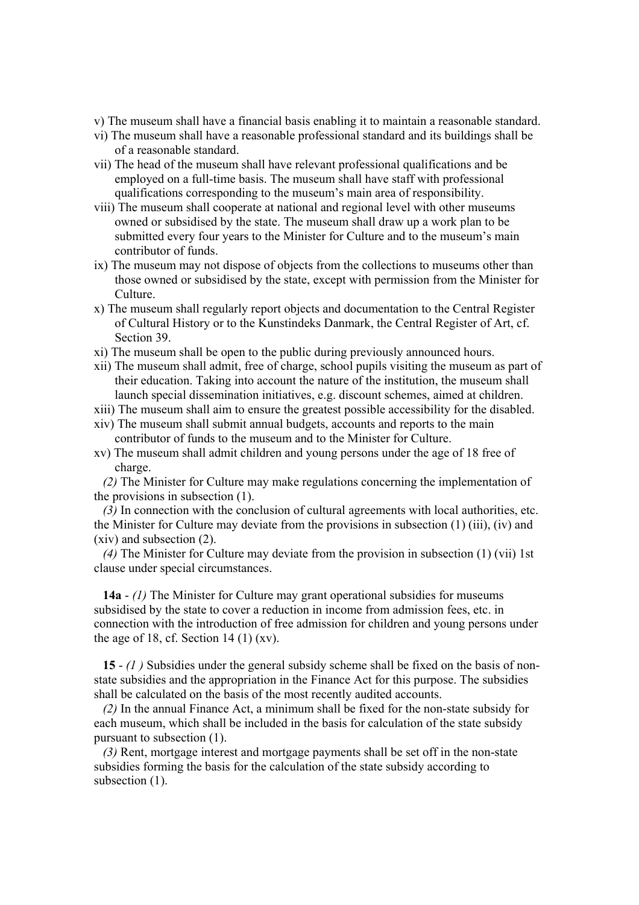v) The museum shall have a financial basis enabling it to maintain a reasonable standard.
vi) The museum shall have a reasonable professional standard and its buildings shall be of a reasonable standard.
vii) The head of the museum shall have relevant professional qualifications and be employed on a full-time basis. The museum shall have staff with professional qualifications corresponding to the museum's main area of responsibility.
viii) The museum shall cooperate at national and regional level with other museums owned or subsidised by the state. The museum shall draw up a work plan to be submitted every four years to the Minister for Culture and to the museum's main contributor of funds.
ix) The museum may not dispose of objects from the collections to museums other than those owned or subsidised by the state, except with permission from the Minister for Culture.
x) The museum shall regularly report objects and documentation to the Central Register of Cultural History or to the Kunstindeks Danmark, the Central Register of Art, cf. Section 39.
xi) The museum shall be open to the public during previously announced hours.
xii) The museum shall admit, free of charge, school pupils visiting the museum as part of their education. Taking into account the nature of the institution, the museum shall launch special dissemination initiatives, e.g. discount schemes, aimed at children.
xiii) The museum shall aim to ensure the greatest possible accessibility for the disabled.
xiv) The museum shall submit annual budgets, accounts and reports to the main contributor of funds to the museum and to the Minister for Culture.
xv) The museum shall admit children and young persons under the age of 18 free of charge.

*(2)* The Minister for Culture may make regulations concerning the implementation of the provisions in subsection (1).

*(3)* In connection with the conclusion of cultural agreements with local authorities, etc. the Minister for Culture may deviate from the provisions in subsection (1) (iii), (iv) and (xiv) and subsection (2).

*(4)* The Minister for Culture may deviate from the provision in subsection (1) (vii) 1st clause under special circumstances.

**14a** - *(1)* The Minister for Culture may grant operational subsidies for museums subsidised by the state to cover a reduction in income from admission fees, etc. in connection with the introduction of free admission for children and young persons under the age of 18, cf. Section 14 (1) (xv).

**15** - *(1 )* Subsidies under the general subsidy scheme shall be fixed on the basis of non-state subsidies and the appropriation in the Finance Act for this purpose. The subsidies shall be calculated on the basis of the most recently audited accounts.

*(2)* In the annual Finance Act, a minimum shall be fixed for the non-state subsidy for each museum, which shall be included in the basis for calculation of the state subsidy pursuant to subsection (1).

*(3)* Rent, mortgage interest and mortgage payments shall be set off in the non-state subsidies forming the basis for the calculation of the state subsidy according to subsection (1).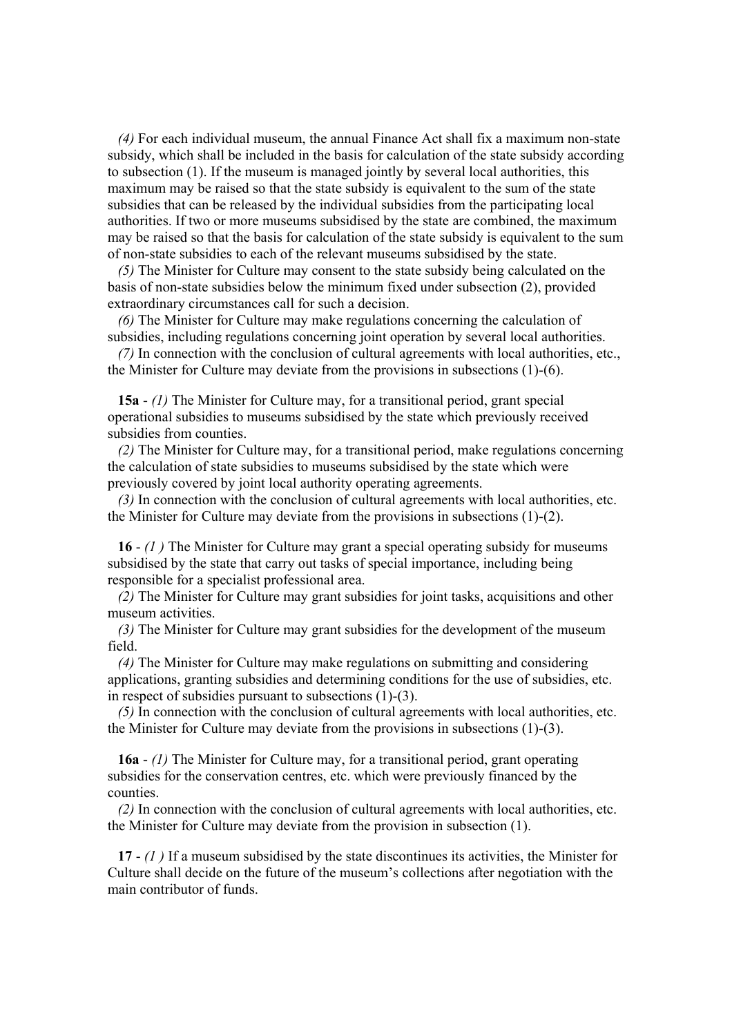*(4)* For each individual museum, the annual Finance Act shall fix a maximum non-state subsidy, which shall be included in the basis for calculation of the state subsidy according to subsection (1). If the museum is managed jointly by several local authorities, this maximum may be raised so that the state subsidy is equivalent to the sum of the state subsidies that can be released by the individual subsidies from the participating local authorities. If two or more museums subsidised by the state are combined, the maximum may be raised so that the basis for calculation of the state subsidy is equivalent to the sum of non-state subsidies to each of the relevant museums subsidised by the state.

*(5)* The Minister for Culture may consent to the state subsidy being calculated on the basis of non-state subsidies below the minimum fixed under subsection (2), provided extraordinary circumstances call for such a decision.

*(6)* The Minister for Culture may make regulations concerning the calculation of subsidies, including regulations concerning joint operation by several local authorities.

*(7)* In connection with the conclusion of cultural agreements with local authorities, etc., the Minister for Culture may deviate from the provisions in subsections (1)-(6).

**15a** - *(1)* The Minister for Culture may, for a transitional period, grant special operational subsidies to museums subsidised by the state which previously received subsidies from counties.

*(2)* The Minister for Culture may, for a transitional period, make regulations concerning the calculation of state subsidies to museums subsidised by the state which were previously covered by joint local authority operating agreements.

*(3)* In connection with the conclusion of cultural agreements with local authorities, etc. the Minister for Culture may deviate from the provisions in subsections (1)-(2).

**16** - *(1 )* The Minister for Culture may grant a special operating subsidy for museums subsidised by the state that carry out tasks of special importance, including being responsible for a specialist professional area.

*(2)* The Minister for Culture may grant subsidies for joint tasks, acquisitions and other museum activities.

*(3)* The Minister for Culture may grant subsidies for the development of the museum field.

*(4)* The Minister for Culture may make regulations on submitting and considering applications, granting subsidies and determining conditions for the use of subsidies, etc. in respect of subsidies pursuant to subsections (1)-(3).

*(5)* In connection with the conclusion of cultural agreements with local authorities, etc. the Minister for Culture may deviate from the provisions in subsections (1)-(3).

**16a** - *(1)* The Minister for Culture may, for a transitional period, grant operating subsidies for the conservation centres, etc. which were previously financed by the counties.

*(2)* In connection with the conclusion of cultural agreements with local authorities, etc. the Minister for Culture may deviate from the provision in subsection (1).

**17** - *(1 )* If a museum subsidised by the state discontinues its activities, the Minister for Culture shall decide on the future of the museum's collections after negotiation with the main contributor of funds.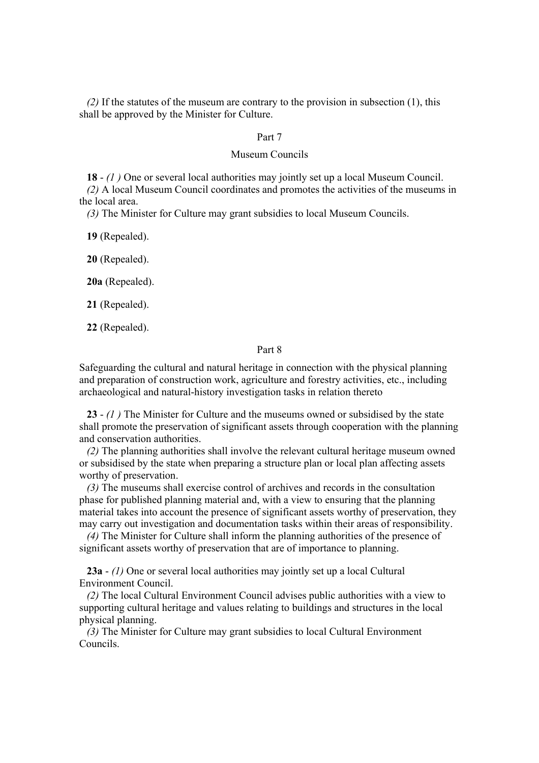*(2)* If the statutes of the museum are contrary to the provision in subsection (1), this shall be approved by the Minister for Culture.

## Part 7

## Museum Councils

**18** - *(1 )* One or several local authorities may jointly set up a local Museum Council.
*(2)* A local Museum Council coordinates and promotes the activities of the museums in the local area.
*(3)* The Minister for Culture may grant subsidies to local Museum Councils.

**19** (Repealed).

**20** (Repealed).

**20a** (Repealed).

**21** (Repealed).

**22** (Repealed).

## Part 8

Safeguarding the cultural and natural heritage in connection with the physical planning and preparation of construction work, agriculture and forestry activities, etc., including archaeological and natural-history investigation tasks in relation thereto

**23** - *(1 )* The Minister for Culture and the museums owned or subsidised by the state shall promote the preservation of significant assets through cooperation with the planning and conservation authorities.
*(2)* The planning authorities shall involve the relevant cultural heritage museum owned or subsidised by the state when preparing a structure plan or local plan affecting assets worthy of preservation.
*(3)* The museums shall exercise control of archives and records in the consultation phase for published planning material and, with a view to ensuring that the planning material takes into account the presence of significant assets worthy of preservation, they may carry out investigation and documentation tasks within their areas of responsibility.
*(4)* The Minister for Culture shall inform the planning authorities of the presence of significant assets worthy of preservation that are of importance to planning.

**23a** - *(1)* One or several local authorities may jointly set up a local Cultural Environment Council.
*(2)* The local Cultural Environment Council advises public authorities with a view to supporting cultural heritage and values relating to buildings and structures in the local physical planning.
*(3)* The Minister for Culture may grant subsidies to local Cultural Environment Councils.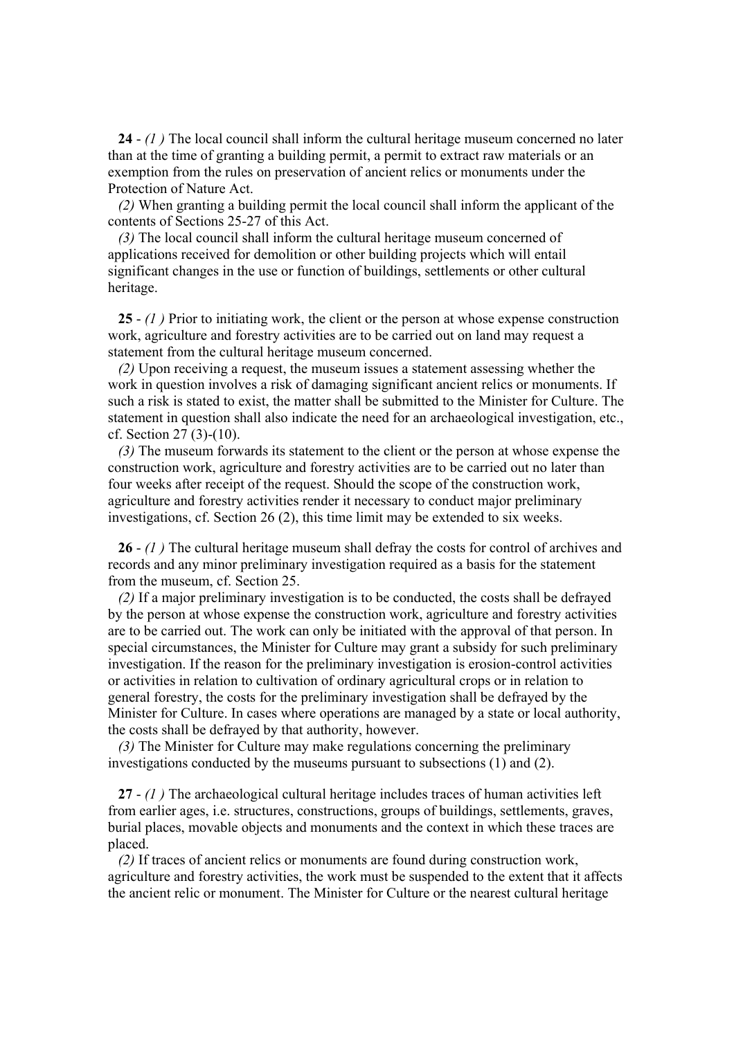**24** - *(1 )* The local council shall inform the cultural heritage museum concerned no later than at the time of granting a building permit, a permit to extract raw materials or an exemption from the rules on preservation of ancient relics or monuments under the Protection of Nature Act.

*(2)* When granting a building permit the local council shall inform the applicant of the contents of Sections 25-27 of this Act.

*(3)* The local council shall inform the cultural heritage museum concerned of applications received for demolition or other building projects which will entail significant changes in the use or function of buildings, settlements or other cultural heritage.

**25** - *(1 )* Prior to initiating work, the client or the person at whose expense construction work, agriculture and forestry activities are to be carried out on land may request a statement from the cultural heritage museum concerned.

*(2)* Upon receiving a request, the museum issues a statement assessing whether the work in question involves a risk of damaging significant ancient relics or monuments. If such a risk is stated to exist, the matter shall be submitted to the Minister for Culture. The statement in question shall also indicate the need for an archaeological investigation, etc., cf. Section 27 (3)-(10).

*(3)* The museum forwards its statement to the client or the person at whose expense the construction work, agriculture and forestry activities are to be carried out no later than four weeks after receipt of the request. Should the scope of the construction work, agriculture and forestry activities render it necessary to conduct major preliminary investigations, cf. Section 26 (2), this time limit may be extended to six weeks.

**26** - *(1 )* The cultural heritage museum shall defray the costs for control of archives and records and any minor preliminary investigation required as a basis for the statement from the museum, cf. Section 25.

*(2)* If a major preliminary investigation is to be conducted, the costs shall be defrayed by the person at whose expense the construction work, agriculture and forestry activities are to be carried out. The work can only be initiated with the approval of that person. In special circumstances, the Minister for Culture may grant a subsidy for such preliminary investigation. If the reason for the preliminary investigation is erosion-control activities or activities in relation to cultivation of ordinary agricultural crops or in relation to general forestry, the costs for the preliminary investigation shall be defrayed by the Minister for Culture. In cases where operations are managed by a state or local authority, the costs shall be defrayed by that authority, however.

*(3)* The Minister for Culture may make regulations concerning the preliminary investigations conducted by the museums pursuant to subsections (1) and (2).

**27** - *(1 )* The archaeological cultural heritage includes traces of human activities left from earlier ages, i.e. structures, constructions, groups of buildings, settlements, graves, burial places, movable objects and monuments and the context in which these traces are placed.

*(2)* If traces of ancient relics or monuments are found during construction work, agriculture and forestry activities, the work must be suspended to the extent that it affects the ancient relic or monument. The Minister for Culture or the nearest cultural heritage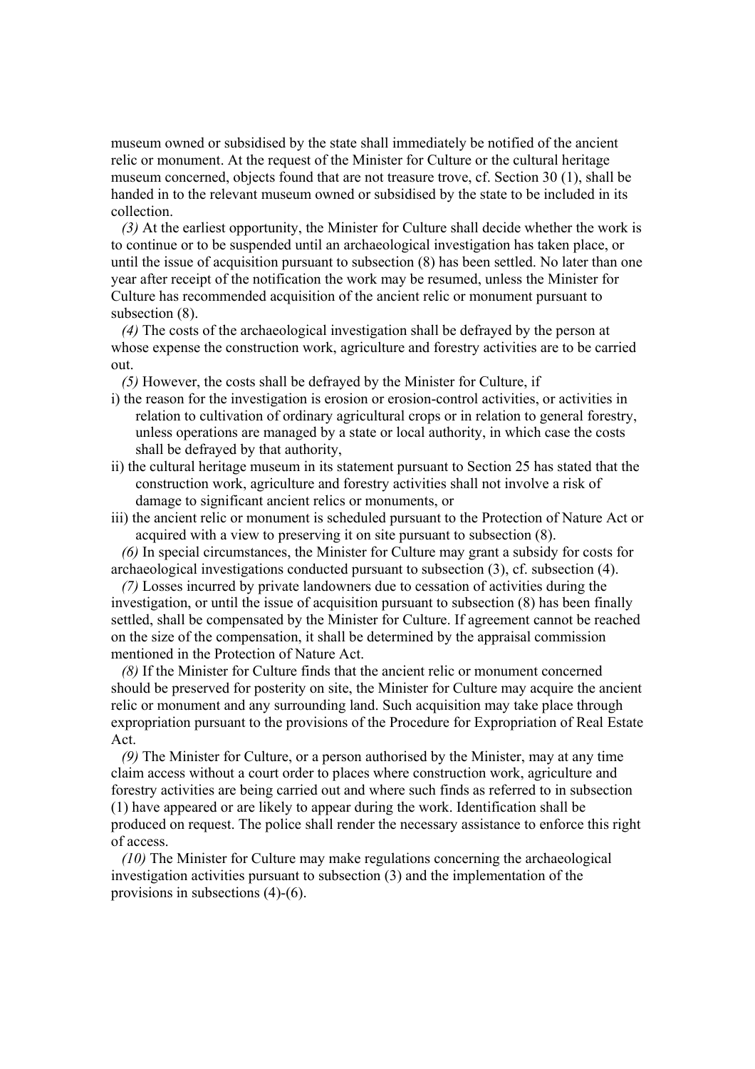museum owned or subsidised by the state shall immediately be notified of the ancient relic or monument. At the request of the Minister for Culture or the cultural heritage museum concerned, objects found that are not treasure trove, cf. Section 30 (1), shall be handed in to the relevant museum owned or subsidised by the state to be included in its collection.

*(3)* At the earliest opportunity, the Minister for Culture shall decide whether the work is to continue or to be suspended until an archaeological investigation has taken place, or until the issue of acquisition pursuant to subsection (8) has been settled. No later than one year after receipt of the notification the work may be resumed, unless the Minister for Culture has recommended acquisition of the ancient relic or monument pursuant to subsection (8).

*(4)* The costs of the archaeological investigation shall be defrayed by the person at whose expense the construction work, agriculture and forestry activities are to be carried out.

*(5)* However, the costs shall be defrayed by the Minister for Culture, if

i) the reason for the investigation is erosion or erosion-control activities, or activities in relation to cultivation of ordinary agricultural crops or in relation to general forestry, unless operations are managed by a state or local authority, in which case the costs shall be defrayed by that authority,

ii) the cultural heritage museum in its statement pursuant to Section 25 has stated that the construction work, agriculture and forestry activities shall not involve a risk of damage to significant ancient relics or monuments, or

iii) the ancient relic or monument is scheduled pursuant to the Protection of Nature Act or acquired with a view to preserving it on site pursuant to subsection (8).

*(6)* In special circumstances, the Minister for Culture may grant a subsidy for costs for archaeological investigations conducted pursuant to subsection (3), cf. subsection (4).

*(7)* Losses incurred by private landowners due to cessation of activities during the investigation, or until the issue of acquisition pursuant to subsection (8) has been finally settled, shall be compensated by the Minister for Culture. If agreement cannot be reached on the size of the compensation, it shall be determined by the appraisal commission mentioned in the Protection of Nature Act.

*(8)* If the Minister for Culture finds that the ancient relic or monument concerned should be preserved for posterity on site, the Minister for Culture may acquire the ancient relic or monument and any surrounding land. Such acquisition may take place through expropriation pursuant to the provisions of the Procedure for Expropriation of Real Estate Act.

*(9)* The Minister for Culture, or a person authorised by the Minister, may at any time claim access without a court order to places where construction work, agriculture and forestry activities are being carried out and where such finds as referred to in subsection (1) have appeared or are likely to appear during the work. Identification shall be produced on request. The police shall render the necessary assistance to enforce this right of access.

*(10)* The Minister for Culture may make regulations concerning the archaeological investigation activities pursuant to subsection (3) and the implementation of the provisions in subsections (4)-(6).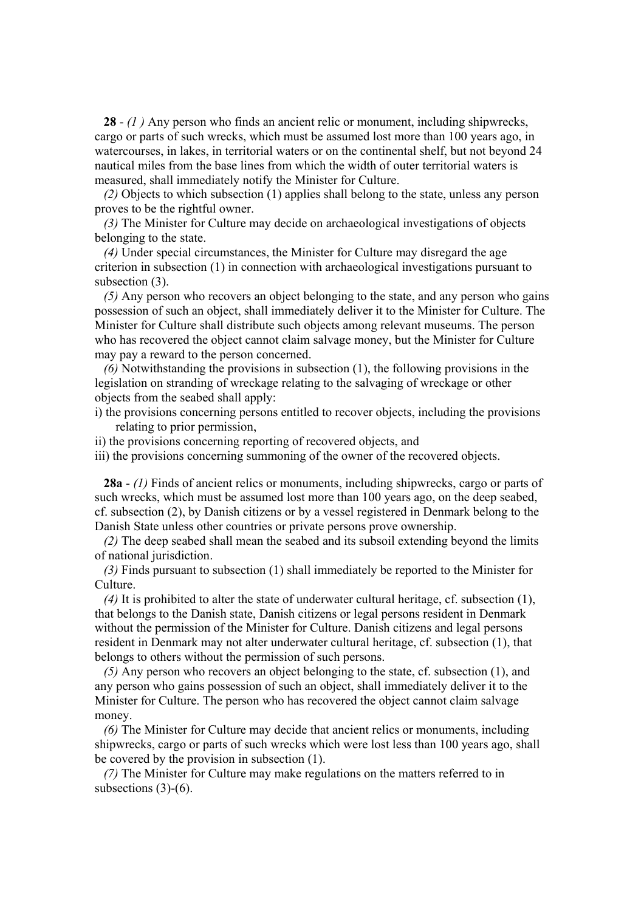**28** - *(1 )* Any person who finds an ancient relic or monument, including shipwrecks, cargo or parts of such wrecks, which must be assumed lost more than 100 years ago, in watercourses, in lakes, in territorial waters or on the continental shelf, but not beyond 24 nautical miles from the base lines from which the width of outer territorial waters is measured, shall immediately notify the Minister for Culture.

*(2)* Objects to which subsection (1) applies shall belong to the state, unless any person proves to be the rightful owner.

*(3)* The Minister for Culture may decide on archaeological investigations of objects belonging to the state.

*(4)* Under special circumstances, the Minister for Culture may disregard the age criterion in subsection (1) in connection with archaeological investigations pursuant to subsection (3).

*(5)* Any person who recovers an object belonging to the state, and any person who gains possession of such an object, shall immediately deliver it to the Minister for Culture. The Minister for Culture shall distribute such objects among relevant museums. The person who has recovered the object cannot claim salvage money, but the Minister for Culture may pay a reward to the person concerned.

*(6)* Notwithstanding the provisions in subsection (1), the following provisions in the legislation on stranding of wreckage relating to the salvaging of wreckage or other objects from the seabed shall apply:

i) the provisions concerning persons entitled to recover objects, including the provisions relating to prior permission,

ii) the provisions concerning reporting of recovered objects, and

iii) the provisions concerning summoning of the owner of the recovered objects.

**28a** - *(1)* Finds of ancient relics or monuments, including shipwrecks, cargo or parts of such wrecks, which must be assumed lost more than 100 years ago, on the deep seabed, cf. subsection (2), by Danish citizens or by a vessel registered in Denmark belong to the Danish State unless other countries or private persons prove ownership.

*(2)* The deep seabed shall mean the seabed and its subsoil extending beyond the limits of national jurisdiction.

*(3)* Finds pursuant to subsection (1) shall immediately be reported to the Minister for Culture.

*(4)* It is prohibited to alter the state of underwater cultural heritage, cf. subsection (1), that belongs to the Danish state, Danish citizens or legal persons resident in Denmark without the permission of the Minister for Culture. Danish citizens and legal persons resident in Denmark may not alter underwater cultural heritage, cf. subsection (1), that belongs to others without the permission of such persons.

*(5)* Any person who recovers an object belonging to the state, cf. subsection (1), and any person who gains possession of such an object, shall immediately deliver it to the Minister for Culture. The person who has recovered the object cannot claim salvage money.

*(6)* The Minister for Culture may decide that ancient relics or monuments, including shipwrecks, cargo or parts of such wrecks which were lost less than 100 years ago, shall be covered by the provision in subsection (1).

*(7)* The Minister for Culture may make regulations on the matters referred to in subsections (3)-(6).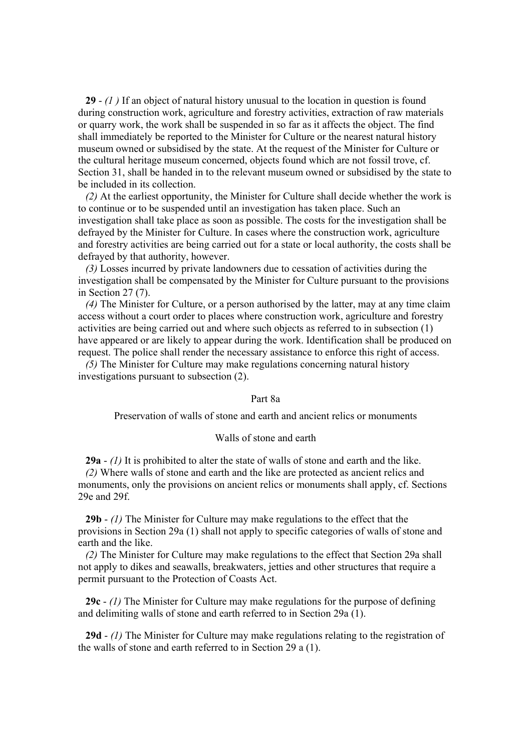**29** - *(1 )* If an object of natural history unusual to the location in question is found during construction work, agriculture and forestry activities, extraction of raw materials or quarry work, the work shall be suspended in so far as it affects the object. The find shall immediately be reported to the Minister for Culture or the nearest natural history museum owned or subsidised by the state. At the request of the Minister for Culture or the cultural heritage museum concerned, objects found which are not fossil trove, cf. Section 31, shall be handed in to the relevant museum owned or subsidised by the state to be included in its collection.

*(2)* At the earliest opportunity, the Minister for Culture shall decide whether the work is to continue or to be suspended until an investigation has taken place. Such an investigation shall take place as soon as possible. The costs for the investigation shall be defrayed by the Minister for Culture. In cases where the construction work, agriculture and forestry activities are being carried out for a state or local authority, the costs shall be defrayed by that authority, however.

*(3)* Losses incurred by private landowners due to cessation of activities during the investigation shall be compensated by the Minister for Culture pursuant to the provisions in Section 27 (7).

*(4)* The Minister for Culture, or a person authorised by the latter, may at any time claim access without a court order to places where construction work, agriculture and forestry activities are being carried out and where such objects as referred to in subsection (1) have appeared or are likely to appear during the work. Identification shall be produced on request. The police shall render the necessary assistance to enforce this right of access.

*(5)* The Minister for Culture may make regulations concerning natural history investigations pursuant to subsection (2).

## Part 8a

## Preservation of walls of stone and earth and ancient relics or monuments

### Walls of stone and earth

**29a** - *(1)* It is prohibited to alter the state of walls of stone and earth and the like.

*(2)* Where walls of stone and earth and the like are protected as ancient relics and monuments, only the provisions on ancient relics or monuments shall apply, cf. Sections 29e and 29f.

**29b** - *(1)* The Minister for Culture may make regulations to the effect that the provisions in Section 29a (1) shall not apply to specific categories of walls of stone and earth and the like.

*(2)* The Minister for Culture may make regulations to the effect that Section 29a shall not apply to dikes and seawalls, breakwaters, jetties and other structures that require a permit pursuant to the Protection of Coasts Act.

**29c** - *(1)* The Minister for Culture may make regulations for the purpose of defining and delimiting walls of stone and earth referred to in Section 29a (1).

**29d** - *(1)* The Minister for Culture may make regulations relating to the registration of the walls of stone and earth referred to in Section 29 a (1).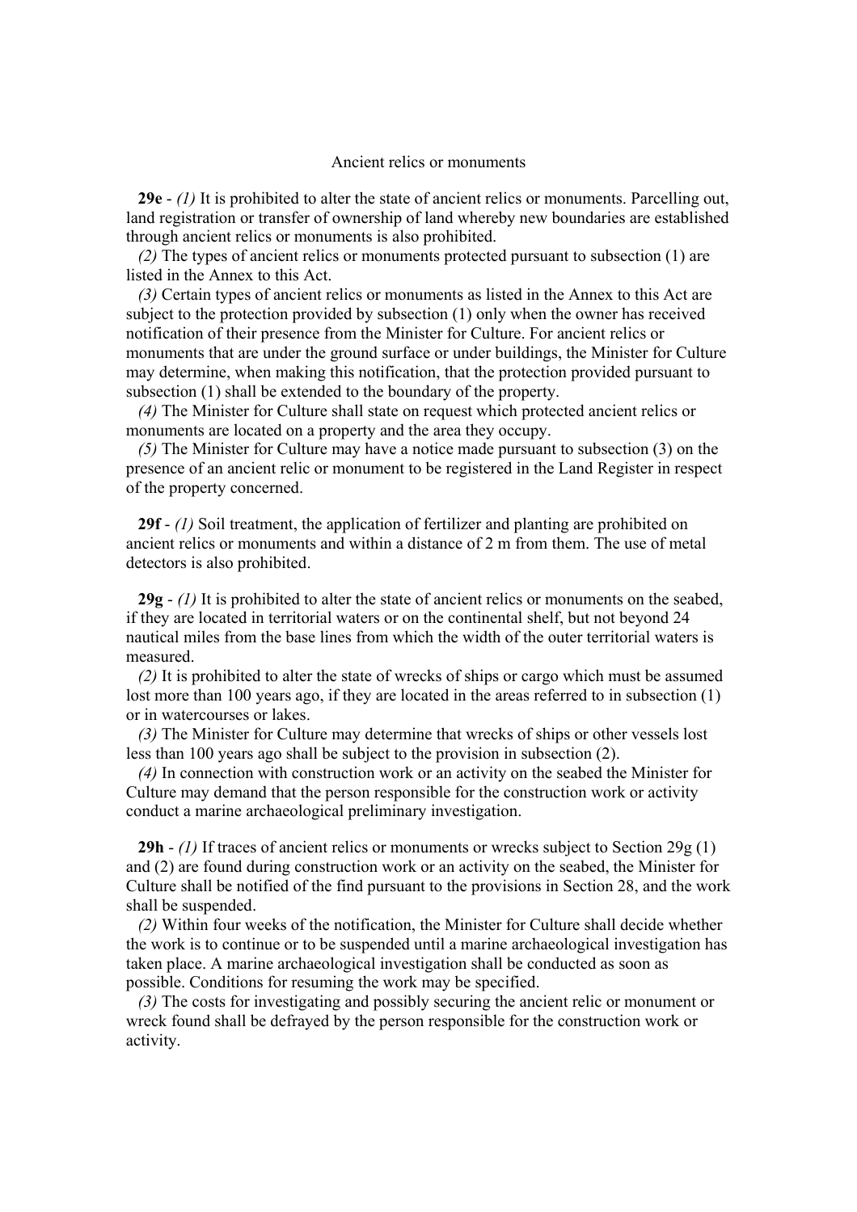## Ancient relics or monuments

**29e** - *(1)* It is prohibited to alter the state of ancient relics or monuments. Parcelling out, land registration or transfer of ownership of land whereby new boundaries are established through ancient relics or monuments is also prohibited.

*(2)* The types of ancient relics or monuments protected pursuant to subsection (1) are listed in the Annex to this Act.

*(3)* Certain types of ancient relics or monuments as listed in the Annex to this Act are subject to the protection provided by subsection (1) only when the owner has received notification of their presence from the Minister for Culture. For ancient relics or monuments that are under the ground surface or under buildings, the Minister for Culture may determine, when making this notification, that the protection provided pursuant to subsection (1) shall be extended to the boundary of the property.

*(4)* The Minister for Culture shall state on request which protected ancient relics or monuments are located on a property and the area they occupy.

*(5)* The Minister for Culture may have a notice made pursuant to subsection (3) on the presence of an ancient relic or monument to be registered in the Land Register in respect of the property concerned.

**29f** - *(1)* Soil treatment, the application of fertilizer and planting are prohibited on ancient relics or monuments and within a distance of 2 m from them. The use of metal detectors is also prohibited.

**29g** - *(1)* It is prohibited to alter the state of ancient relics or monuments on the seabed, if they are located in territorial waters or on the continental shelf, but not beyond 24 nautical miles from the base lines from which the width of the outer territorial waters is measured.

*(2)* It is prohibited to alter the state of wrecks of ships or cargo which must be assumed lost more than 100 years ago, if they are located in the areas referred to in subsection (1) or in watercourses or lakes.

*(3)* The Minister for Culture may determine that wrecks of ships or other vessels lost less than 100 years ago shall be subject to the provision in subsection (2).

*(4)* In connection with construction work or an activity on the seabed the Minister for Culture may demand that the person responsible for the construction work or activity conduct a marine archaeological preliminary investigation.

**29h** - *(1)* If traces of ancient relics or monuments or wrecks subject to Section 29g (1) and (2) are found during construction work or an activity on the seabed, the Minister for Culture shall be notified of the find pursuant to the provisions in Section 28, and the work shall be suspended.

*(2)* Within four weeks of the notification, the Minister for Culture shall decide whether the work is to continue or to be suspended until a marine archaeological investigation has taken place. A marine archaeological investigation shall be conducted as soon as possible. Conditions for resuming the work may be specified.

*(3)* The costs for investigating and possibly securing the ancient relic or monument or wreck found shall be defrayed by the person responsible for the construction work or activity.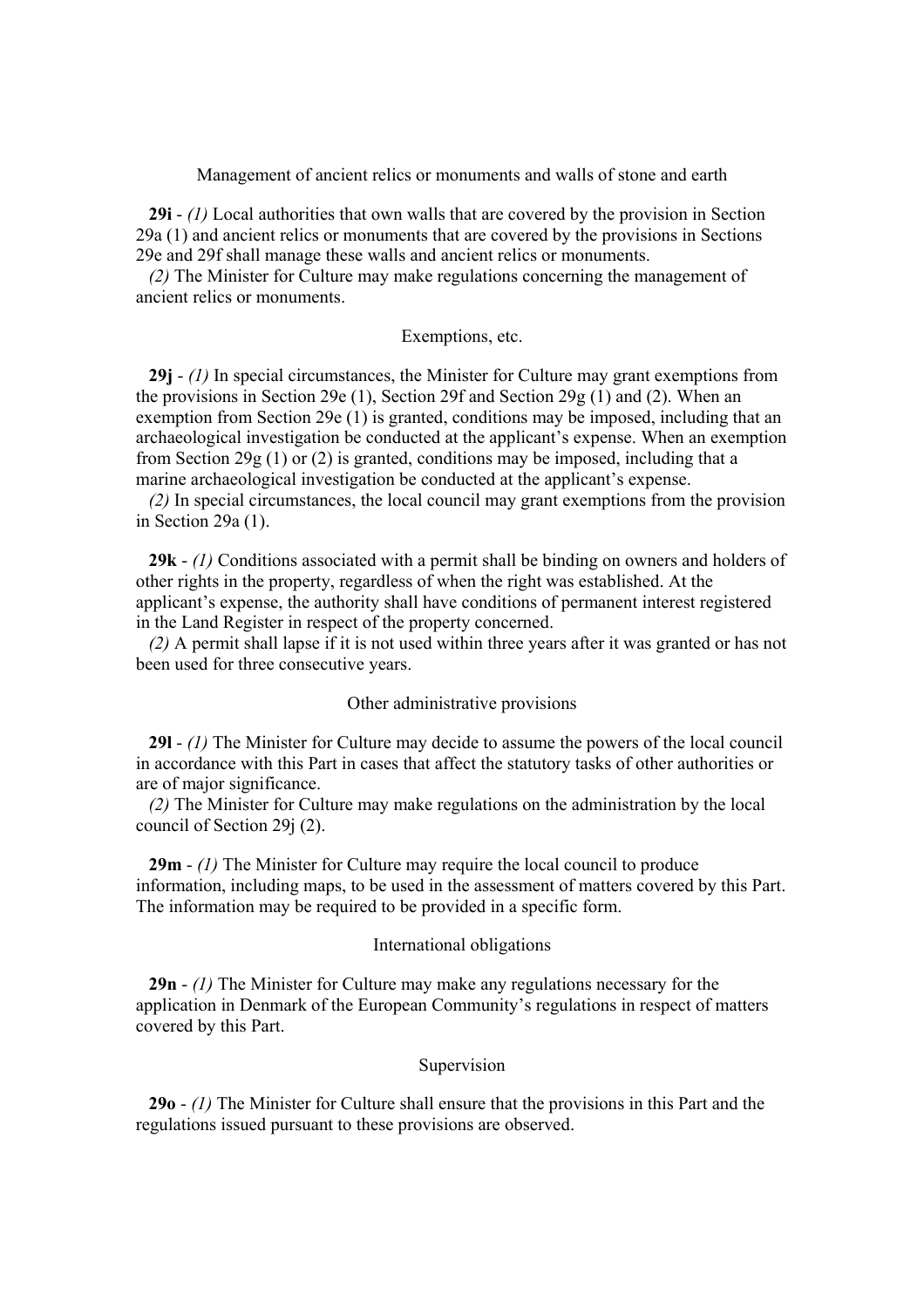### Management of ancient relics or monuments and walls of stone and earth

**29i** - *(1)* Local authorities that own walls that are covered by the provision in Section 29a (1) and ancient relics or monuments that are covered by the provisions in Sections 29e and 29f shall manage these walls and ancient relics or monuments.

*(2)* The Minister for Culture may make regulations concerning the management of ancient relics or monuments.

### Exemptions, etc.

**29j** - *(1)* In special circumstances, the Minister for Culture may grant exemptions from the provisions in Section 29e (1), Section 29f and Section 29g (1) and (2). When an exemption from Section 29e (1) is granted, conditions may be imposed, including that an archaeological investigation be conducted at the applicant's expense. When an exemption from Section 29g (1) or (2) is granted, conditions may be imposed, including that a marine archaeological investigation be conducted at the applicant's expense.

*(2)* In special circumstances, the local council may grant exemptions from the provision in Section 29a (1).

**29k** - *(1)* Conditions associated with a permit shall be binding on owners and holders of other rights in the property, regardless of when the right was established. At the applicant's expense, the authority shall have conditions of permanent interest registered in the Land Register in respect of the property concerned.

*(2)* A permit shall lapse if it is not used within three years after it was granted or has not been used for three consecutive years.

### Other administrative provisions

**29l** - *(1)* The Minister for Culture may decide to assume the powers of the local council in accordance with this Part in cases that affect the statutory tasks of other authorities or are of major significance.

*(2)* The Minister for Culture may make regulations on the administration by the local council of Section 29j (2).

**29m** - *(1)* The Minister for Culture may require the local council to produce information, including maps, to be used in the assessment of matters covered by this Part. The information may be required to be provided in a specific form.

### International obligations

**29n** - *(1)* The Minister for Culture may make any regulations necessary for the application in Denmark of the European Community's regulations in respect of matters covered by this Part.

### Supervision

**29o** - *(1)* The Minister for Culture shall ensure that the provisions in this Part and the regulations issued pursuant to these provisions are observed.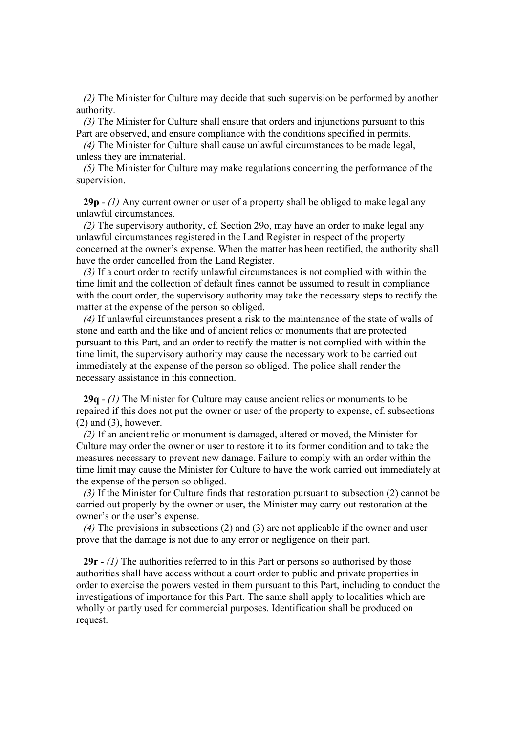*(2)* The Minister for Culture may decide that such supervision be performed by another authority.

*(3)* The Minister for Culture shall ensure that orders and injunctions pursuant to this Part are observed, and ensure compliance with the conditions specified in permits.

*(4)* The Minister for Culture shall cause unlawful circumstances to be made legal, unless they are immaterial.

*(5)* The Minister for Culture may make regulations concerning the performance of the supervision.

**29p** - *(1)* Any current owner or user of a property shall be obliged to make legal any unlawful circumstances.

*(2)* The supervisory authority, cf. Section 29o, may have an order to make legal any unlawful circumstances registered in the Land Register in respect of the property concerned at the owner's expense. When the matter has been rectified, the authority shall have the order cancelled from the Land Register.

*(3)* If a court order to rectify unlawful circumstances is not complied with within the time limit and the collection of default fines cannot be assumed to result in compliance with the court order, the supervisory authority may take the necessary steps to rectify the matter at the expense of the person so obliged.

*(4)* If unlawful circumstances present a risk to the maintenance of the state of walls of stone and earth and the like and of ancient relics or monuments that are protected pursuant to this Part, and an order to rectify the matter is not complied with within the time limit, the supervisory authority may cause the necessary work to be carried out immediately at the expense of the person so obliged. The police shall render the necessary assistance in this connection.

**29q** - *(1)* The Minister for Culture may cause ancient relics or monuments to be repaired if this does not put the owner or user of the property to expense, cf. subsections (2) and (3), however.

*(2)* If an ancient relic or monument is damaged, altered or moved, the Minister for Culture may order the owner or user to restore it to its former condition and to take the measures necessary to prevent new damage. Failure to comply with an order within the time limit may cause the Minister for Culture to have the work carried out immediately at the expense of the person so obliged.

*(3)* If the Minister for Culture finds that restoration pursuant to subsection (2) cannot be carried out properly by the owner or user, the Minister may carry out restoration at the owner's or the user's expense.

*(4)* The provisions in subsections (2) and (3) are not applicable if the owner and user prove that the damage is not due to any error or negligence on their part.

**29r** - *(1)* The authorities referred to in this Part or persons so authorised by those authorities shall have access without a court order to public and private properties in order to exercise the powers vested in them pursuant to this Part, including to conduct the investigations of importance for this Part. The same shall apply to localities which are wholly or partly used for commercial purposes. Identification shall be produced on request.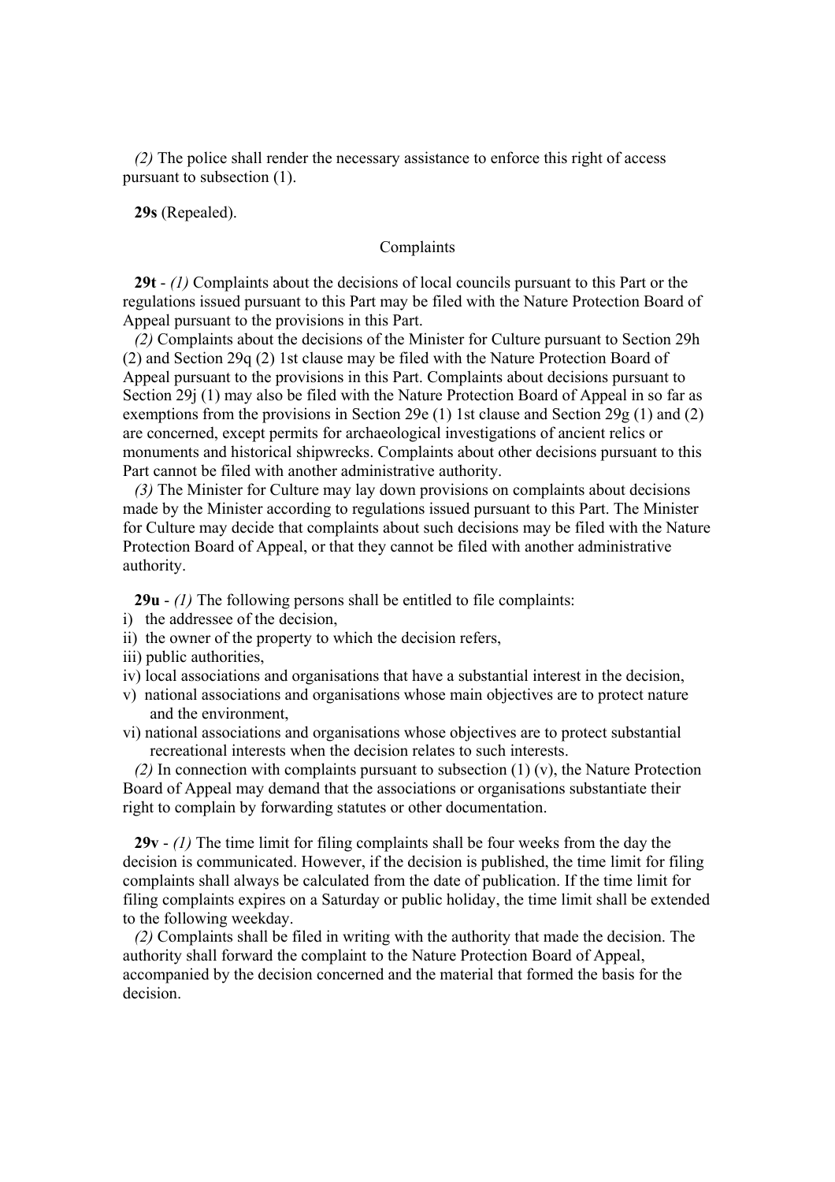*(2)* The police shall render the necessary assistance to enforce this right of access pursuant to subsection (1).

**29s** (Repealed).

### Complaints

**29t** - *(1)* Complaints about the decisions of local councils pursuant to this Part or the regulations issued pursuant to this Part may be filed with the Nature Protection Board of Appeal pursuant to the provisions in this Part.

*(2)* Complaints about the decisions of the Minister for Culture pursuant to Section 29h (2) and Section 29q (2) 1st clause may be filed with the Nature Protection Board of Appeal pursuant to the provisions in this Part. Complaints about decisions pursuant to Section 29j (1) may also be filed with the Nature Protection Board of Appeal in so far as exemptions from the provisions in Section 29e (1) 1st clause and Section 29g (1) and (2) are concerned, except permits for archaeological investigations of ancient relics or monuments and historical shipwrecks. Complaints about other decisions pursuant to this Part cannot be filed with another administrative authority.

*(3)* The Minister for Culture may lay down provisions on complaints about decisions made by the Minister according to regulations issued pursuant to this Part. The Minister for Culture may decide that complaints about such decisions may be filed with the Nature Protection Board of Appeal, or that they cannot be filed with another administrative authority.

**29u** - *(1)* The following persons shall be entitled to file complaints:

i) the addressee of the decision,
ii) the owner of the property to which the decision refers,
iii) public authorities,
iv) local associations and organisations that have a substantial interest in the decision,
v) national associations and organisations whose main objectives are to protect nature and the environment,
vi) national associations and organisations whose objectives are to protect substantial recreational interests when the decision relates to such interests.

*(2)* In connection with complaints pursuant to subsection (1) (v), the Nature Protection Board of Appeal may demand that the associations or organisations substantiate their right to complain by forwarding statutes or other documentation.

**29v** - *(1)* The time limit for filing complaints shall be four weeks from the day the decision is communicated. However, if the decision is published, the time limit for filing complaints shall always be calculated from the date of publication. If the time limit for filing complaints expires on a Saturday or public holiday, the time limit shall be extended to the following weekday.

*(2)* Complaints shall be filed in writing with the authority that made the decision. The authority shall forward the complaint to the Nature Protection Board of Appeal, accompanied by the decision concerned and the material that formed the basis for the decision.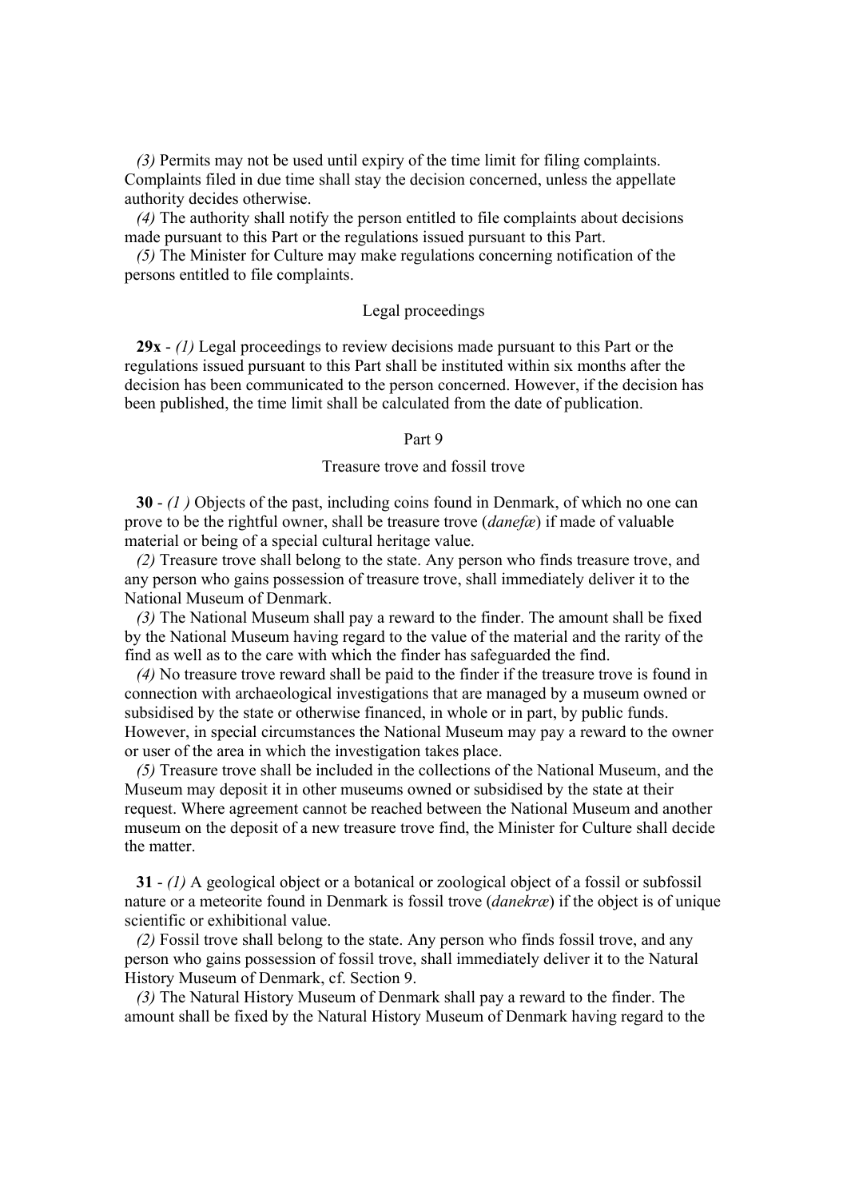*(3)* Permits may not be used until expiry of the time limit for filing complaints. Complaints filed in due time shall stay the decision concerned, unless the appellate authority decides otherwise.

*(4)* The authority shall notify the person entitled to file complaints about decisions made pursuant to this Part or the regulations issued pursuant to this Part.

*(5)* The Minister for Culture may make regulations concerning notification of the persons entitled to file complaints.

Legal proceedings

**29x** - *(1)* Legal proceedings to review decisions made pursuant to this Part or the regulations issued pursuant to this Part shall be instituted within six months after the decision has been communicated to the person concerned. However, if the decision has been published, the time limit shall be calculated from the date of publication.

## Part 9

### Treasure trove and fossil trove

**30** - *(1 )* Objects of the past, including coins found in Denmark, of which no one can prove to be the rightful owner, shall be treasure trove (*danefæ*) if made of valuable material or being of a special cultural heritage value.

*(2)* Treasure trove shall belong to the state. Any person who finds treasure trove, and any person who gains possession of treasure trove, shall immediately deliver it to the National Museum of Denmark.

*(3)* The National Museum shall pay a reward to the finder. The amount shall be fixed by the National Museum having regard to the value of the material and the rarity of the find as well as to the care with which the finder has safeguarded the find.

*(4)* No treasure trove reward shall be paid to the finder if the treasure trove is found in connection with archaeological investigations that are managed by a museum owned or subsidised by the state or otherwise financed, in whole or in part, by public funds. However, in special circumstances the National Museum may pay a reward to the owner or user of the area in which the investigation takes place.

*(5)* Treasure trove shall be included in the collections of the National Museum, and the Museum may deposit it in other museums owned or subsidised by the state at their request. Where agreement cannot be reached between the National Museum and another museum on the deposit of a new treasure trove find, the Minister for Culture shall decide the matter.

**31** - *(1)* A geological object or a botanical or zoological object of a fossil or subfossil nature or a meteorite found in Denmark is fossil trove (*danekræ*) if the object is of unique scientific or exhibitional value.

*(2)* Fossil trove shall belong to the state. Any person who finds fossil trove, and any person who gains possession of fossil trove, shall immediately deliver it to the Natural History Museum of Denmark, cf. Section 9.

*(3)* The Natural History Museum of Denmark shall pay a reward to the finder. The amount shall be fixed by the Natural History Museum of Denmark having regard to the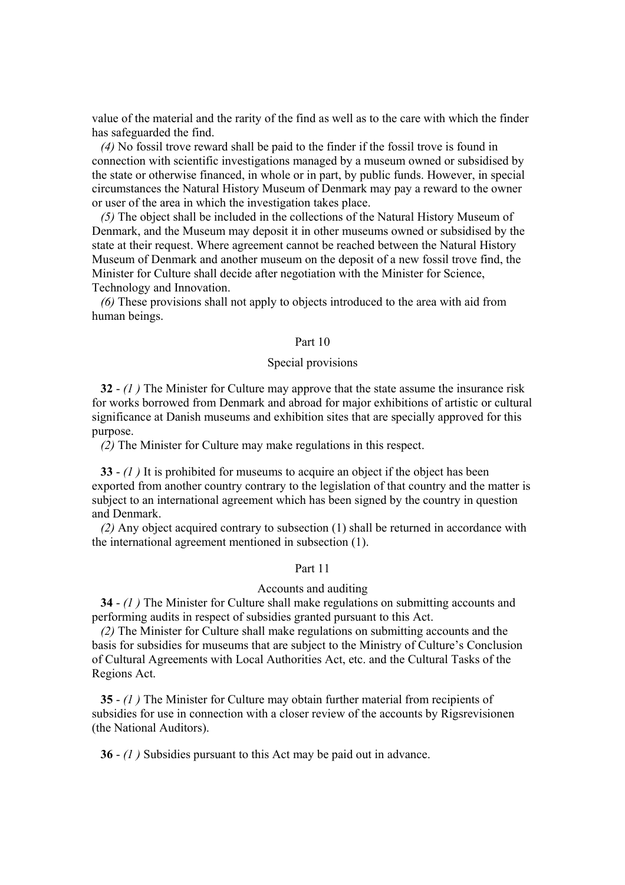value of the material and the rarity of the find as well as to the care with which the finder has safeguarded the find.

*(4)* No fossil trove reward shall be paid to the finder if the fossil trove is found in connection with scientific investigations managed by a museum owned or subsidised by the state or otherwise financed, in whole or in part, by public funds. However, in special circumstances the Natural History Museum of Denmark may pay a reward to the owner or user of the area in which the investigation takes place.

*(5)* The object shall be included in the collections of the Natural History Museum of Denmark, and the Museum may deposit it in other museums owned or subsidised by the state at their request. Where agreement cannot be reached between the Natural History Museum of Denmark and another museum on the deposit of a new fossil trove find, the Minister for Culture shall decide after negotiation with the Minister for Science, Technology and Innovation.

*(6)* These provisions shall not apply to objects introduced to the area with aid from human beings.

## Part 10

## Special provisions

**32** - *(1 )* The Minister for Culture may approve that the state assume the insurance risk for works borrowed from Denmark and abroad for major exhibitions of artistic or cultural significance at Danish museums and exhibition sites that are specially approved for this purpose.

*(2)* The Minister for Culture may make regulations in this respect.

**33** - *(1 )* It is prohibited for museums to acquire an object if the object has been exported from another country contrary to the legislation of that country and the matter is subject to an international agreement which has been signed by the country in question and Denmark.

*(2)* Any object acquired contrary to subsection (1) shall be returned in accordance with the international agreement mentioned in subsection (1).

## Part 11

## Accounts and auditing

**34** - *(1 )* The Minister for Culture shall make regulations on submitting accounts and performing audits in respect of subsidies granted pursuant to this Act.

*(2)* The Minister for Culture shall make regulations on submitting accounts and the basis for subsidies for museums that are subject to the Ministry of Culture's Conclusion of Cultural Agreements with Local Authorities Act, etc. and the Cultural Tasks of the Regions Act.

**35** - *(1 )* The Minister for Culture may obtain further material from recipients of subsidies for use in connection with a closer review of the accounts by Rigsrevisionen (the National Auditors).

**36** - *(1 )* Subsidies pursuant to this Act may be paid out in advance.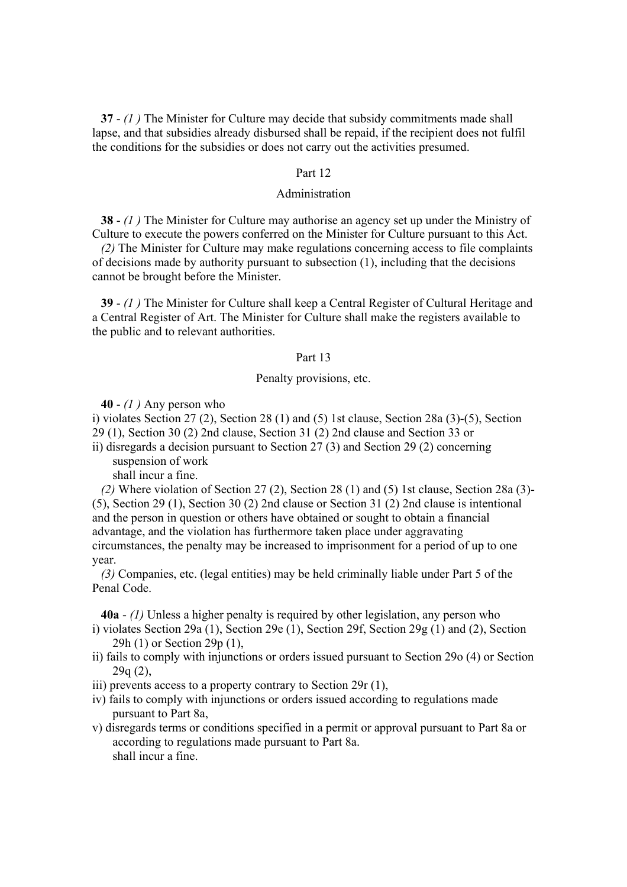**37** - *(1 )* The Minister for Culture may decide that subsidy commitments made shall lapse, and that subsidies already disbursed shall be repaid, if the recipient does not fulfil the conditions for the subsidies or does not carry out the activities presumed.

Part 12

Administration

**38** - *(1 )* The Minister for Culture may authorise an agency set up under the Ministry of Culture to execute the powers conferred on the Minister for Culture pursuant to this Act.

*(2)* The Minister for Culture may make regulations concerning access to file complaints of decisions made by authority pursuant to subsection (1), including that the decisions cannot be brought before the Minister.

**39** - *(1 )* The Minister for Culture shall keep a Central Register of Cultural Heritage and a Central Register of Art. The Minister for Culture shall make the registers available to the public and to relevant authorities.

Part 13

Penalty provisions, etc.

**40** - *(1 )* Any person who

i) violates Section 27 (2), Section 28 (1) and (5) 1st clause, Section 28a (3)-(5), Section 29 (1), Section 30 (2) 2nd clause, Section 31 (2) 2nd clause and Section 33 or

ii) disregards a decision pursuant to Section 27 (3) and Section 29 (2) concerning suspension of work

shall incur a fine.

*(2)* Where violation of Section 27 (2), Section 28 (1) and (5) 1st clause, Section 28a (3)-(5), Section 29 (1), Section 30 (2) 2nd clause or Section 31 (2) 2nd clause is intentional and the person in question or others have obtained or sought to obtain a financial advantage, and the violation has furthermore taken place under aggravating circumstances, the penalty may be increased to imprisonment for a period of up to one year.

*(3)* Companies, etc. (legal entities) may be held criminally liable under Part 5 of the Penal Code.

**40a** - *(1)* Unless a higher penalty is required by other legislation, any person who

i) violates Section 29a (1), Section 29e (1), Section 29f, Section 29g (1) and (2), Section 29h (1) or Section 29p (1),

ii) fails to comply with injunctions or orders issued pursuant to Section 29o (4) or Section 29q (2),

iii) prevents access to a property contrary to Section 29r (1),

iv) fails to comply with injunctions or orders issued according to regulations made pursuant to Part 8a,

v) disregards terms or conditions specified in a permit or approval pursuant to Part 8a or according to regulations made pursuant to Part 8a.

shall incur a fine.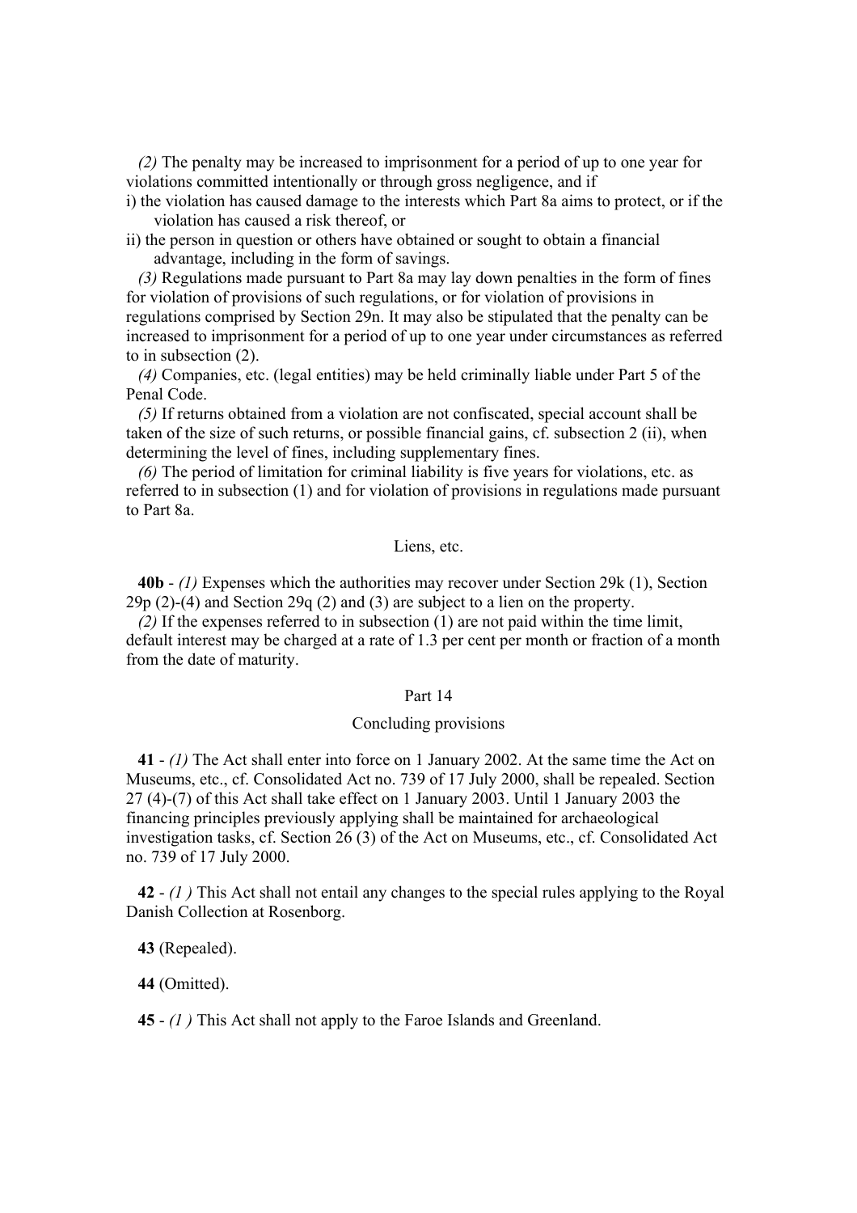*(2)* The penalty may be increased to imprisonment for a period of up to one year for violations committed intentionally or through gross negligence, and if

i) the violation has caused damage to the interests which Part 8a aims to protect, or if the violation has caused a risk thereof, or

ii) the person in question or others have obtained or sought to obtain a financial advantage, including in the form of savings.

*(3)* Regulations made pursuant to Part 8a may lay down penalties in the form of fines for violation of provisions of such regulations, or for violation of provisions in regulations comprised by Section 29n. It may also be stipulated that the penalty can be increased to imprisonment for a period of up to one year under circumstances as referred to in subsection (2).

*(4)* Companies, etc. (legal entities) may be held criminally liable under Part 5 of the Penal Code.

*(5)* If returns obtained from a violation are not confiscated, special account shall be taken of the size of such returns, or possible financial gains, cf. subsection 2 (ii), when determining the level of fines, including supplementary fines.

*(6)* The period of limitation for criminal liability is five years for violations, etc. as referred to in subsection (1) and for violation of provisions in regulations made pursuant to Part 8a.

### Liens, etc.

**40b** - *(1)* Expenses which the authorities may recover under Section 29k (1), Section 29p (2)-(4) and Section 29q (2) and (3) are subject to a lien on the property.

*(2)* If the expenses referred to in subsection (1) are not paid within the time limit, default interest may be charged at a rate of 1.3 per cent per month or fraction of a month from the date of maturity.

## Part 14

### Concluding provisions

**41** - *(1)* The Act shall enter into force on 1 January 2002. At the same time the Act on Museums, etc., cf. Consolidated Act no. 739 of 17 July 2000, shall be repealed. Section 27 (4)-(7) of this Act shall take effect on 1 January 2003. Until 1 January 2003 the financing principles previously applying shall be maintained for archaeological investigation tasks, cf. Section 26 (3) of the Act on Museums, etc., cf. Consolidated Act no. 739 of 17 July 2000.

**42** - *(1 )* This Act shall not entail any changes to the special rules applying to the Royal Danish Collection at Rosenborg.

**43** (Repealed).

**44** (Omitted).

**45** - *(1 )* This Act shall not apply to the Faroe Islands and Greenland.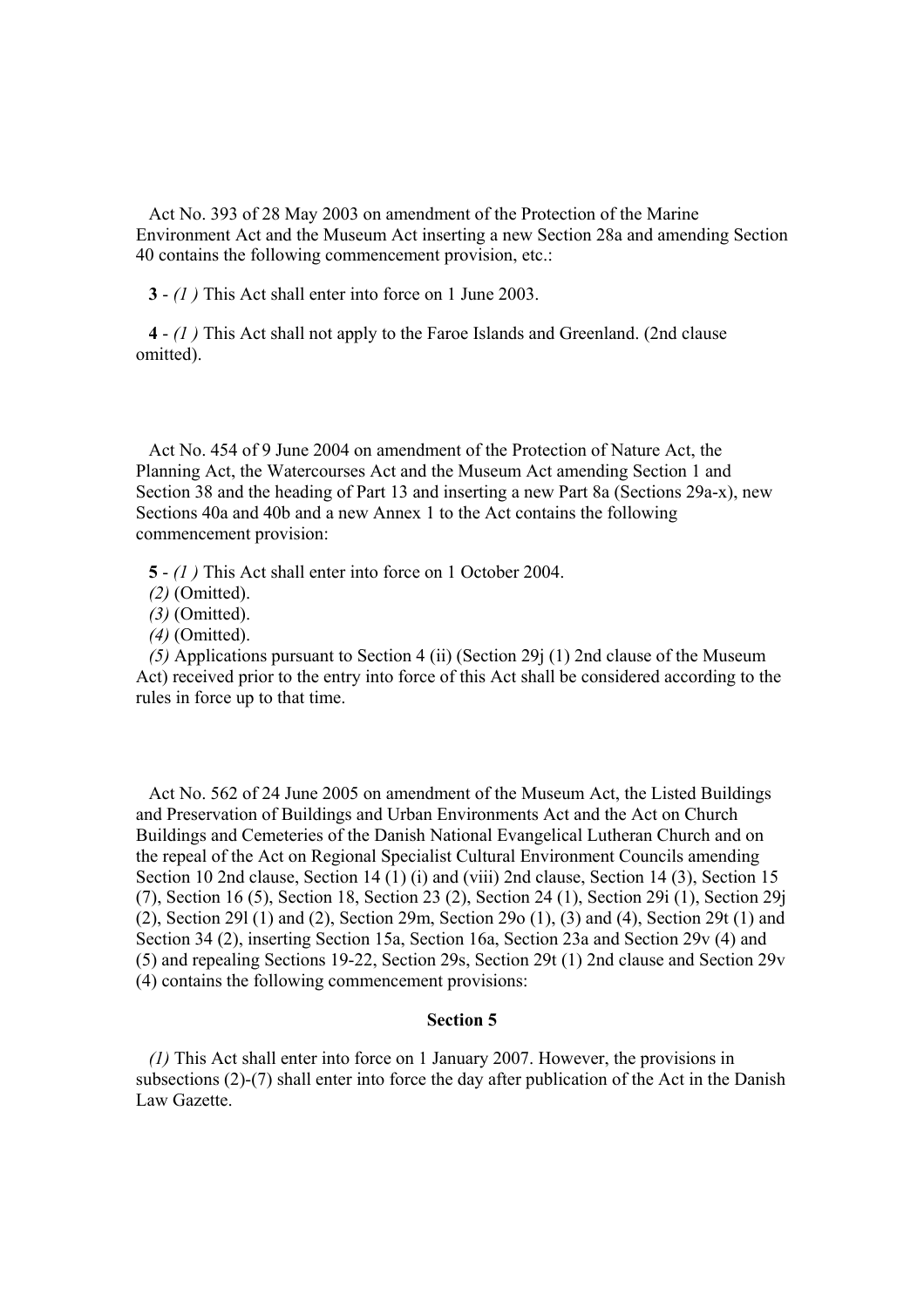Act No. 393 of 28 May 2003 on amendment of the Protection of the Marine Environment Act and the Museum Act inserting a new Section 28a and amending Section 40 contains the following commencement provision, etc.:

**3** - *(1 )* This Act shall enter into force on 1 June 2003.

**4** - *(1 )* This Act shall not apply to the Faroe Islands and Greenland. (2nd clause omitted).

Act No. 454 of 9 June 2004 on amendment of the Protection of Nature Act, the Planning Act, the Watercourses Act and the Museum Act amending Section 1 and Section 38 and the heading of Part 13 and inserting a new Part 8a (Sections 29a-x), new Sections 40a and 40b and a new Annex 1 to the Act contains the following commencement provision:

**5** - *(1 )* This Act shall enter into force on 1 October 2004.

*(2)* (Omitted).

*(3)* (Omitted).

*(4)* (Omitted).

*(5)* Applications pursuant to Section 4 (ii) (Section 29j (1) 2nd clause of the Museum Act) received prior to the entry into force of this Act shall be considered according to the rules in force up to that time.

Act No. 562 of 24 June 2005 on amendment of the Museum Act, the Listed Buildings and Preservation of Buildings and Urban Environments Act and the Act on Church Buildings and Cemeteries of the Danish National Evangelical Lutheran Church and on the repeal of the Act on Regional Specialist Cultural Environment Councils amending Section 10 2nd clause, Section 14 (1) (i) and (viii) 2nd clause, Section 14 (3), Section 15 (7), Section 16 (5), Section 18, Section 23 (2), Section 24 (1), Section 29i (1), Section 29j (2), Section 29l (1) and (2), Section 29m, Section 29o (1), (3) and (4), Section 29t (1) and Section 34 (2), inserting Section 15a, Section 16a, Section 23a and Section 29v (4) and (5) and repealing Sections 19-22, Section 29s, Section 29t (1) 2nd clause and Section 29v (4) contains the following commencement provisions:

**Section 5**

*(1)* This Act shall enter into force on 1 January 2007. However, the provisions in subsections (2)-(7) shall enter into force the day after publication of the Act in the Danish Law Gazette.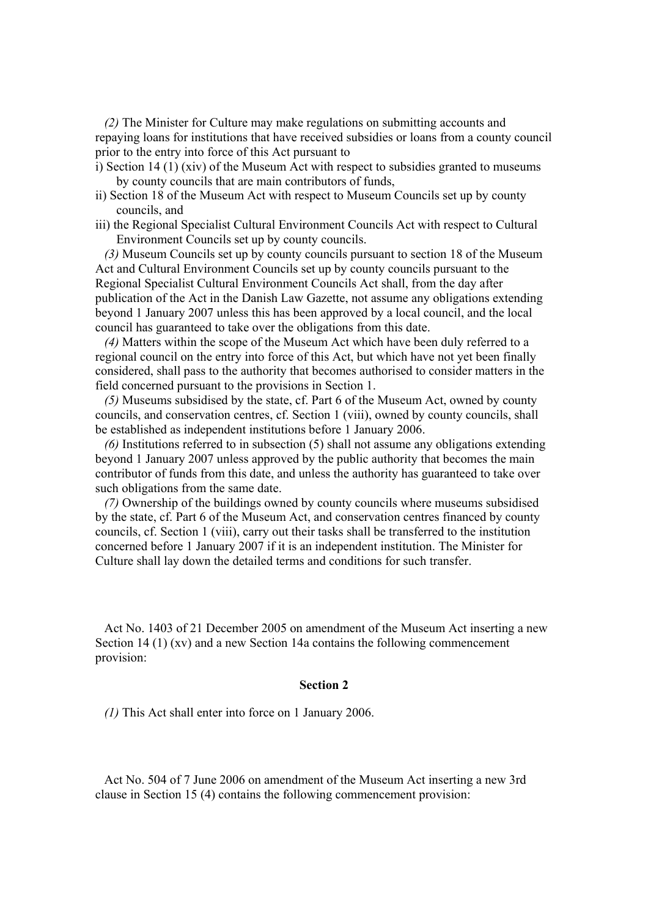*(2)* The Minister for Culture may make regulations on submitting accounts and repaying loans for institutions that have received subsidies or loans from a county council prior to the entry into force of this Act pursuant to

i) Section 14 (1) (xiv) of the Museum Act with respect to subsidies granted to museums by county councils that are main contributors of funds,

ii) Section 18 of the Museum Act with respect to Museum Councils set up by county councils, and

iii) the Regional Specialist Cultural Environment Councils Act with respect to Cultural Environment Councils set up by county councils.

*(3)* Museum Councils set up by county councils pursuant to section 18 of the Museum Act and Cultural Environment Councils set up by county councils pursuant to the Regional Specialist Cultural Environment Councils Act shall, from the day after publication of the Act in the Danish Law Gazette, not assume any obligations extending beyond 1 January 2007 unless this has been approved by a local council, and the local council has guaranteed to take over the obligations from this date.

*(4)* Matters within the scope of the Museum Act which have been duly referred to a regional council on the entry into force of this Act, but which have not yet been finally considered, shall pass to the authority that becomes authorised to consider matters in the field concerned pursuant to the provisions in Section 1.

*(5)* Museums subsidised by the state, cf. Part 6 of the Museum Act, owned by county councils, and conservation centres, cf. Section 1 (viii), owned by county councils, shall be established as independent institutions before 1 January 2006.

*(6)* Institutions referred to in subsection (5) shall not assume any obligations extending beyond 1 January 2007 unless approved by the public authority that becomes the main contributor of funds from this date, and unless the authority has guaranteed to take over such obligations from the same date.

*(7)* Ownership of the buildings owned by county councils where museums subsidised by the state, cf. Part 6 of the Museum Act, and conservation centres financed by county councils, cf. Section 1 (viii), carry out their tasks shall be transferred to the institution concerned before 1 January 2007 if it is an independent institution. The Minister for Culture shall lay down the detailed terms and conditions for such transfer.

Act No. 1403 of 21 December 2005 on amendment of the Museum Act inserting a new Section 14 (1) (xv) and a new Section 14a contains the following commencement provision:

**Section 2**

*(1)* This Act shall enter into force on 1 January 2006.

Act No. 504 of 7 June 2006 on amendment of the Museum Act inserting a new 3rd clause in Section 15 (4) contains the following commencement provision: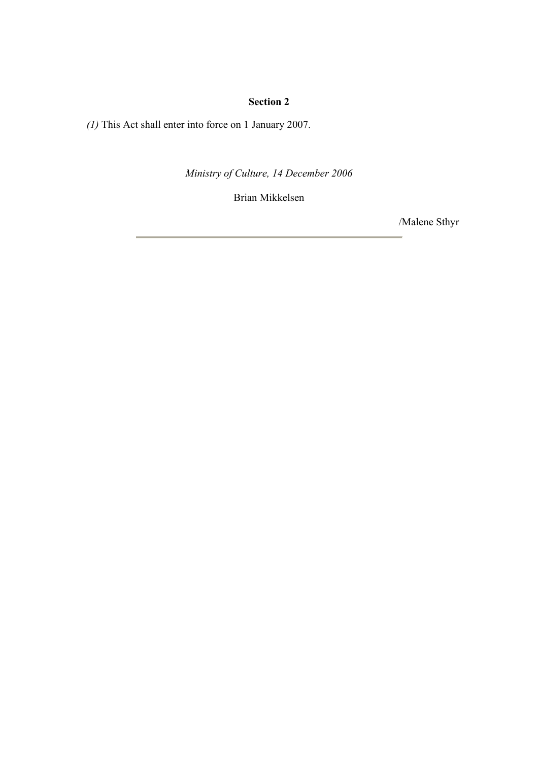**Section 2**

*(1)* This Act shall enter into force on 1 January 2007.

*Ministry of Culture, 14 December 2006*

Brian Mikkelsen

/Malene Sthyr

---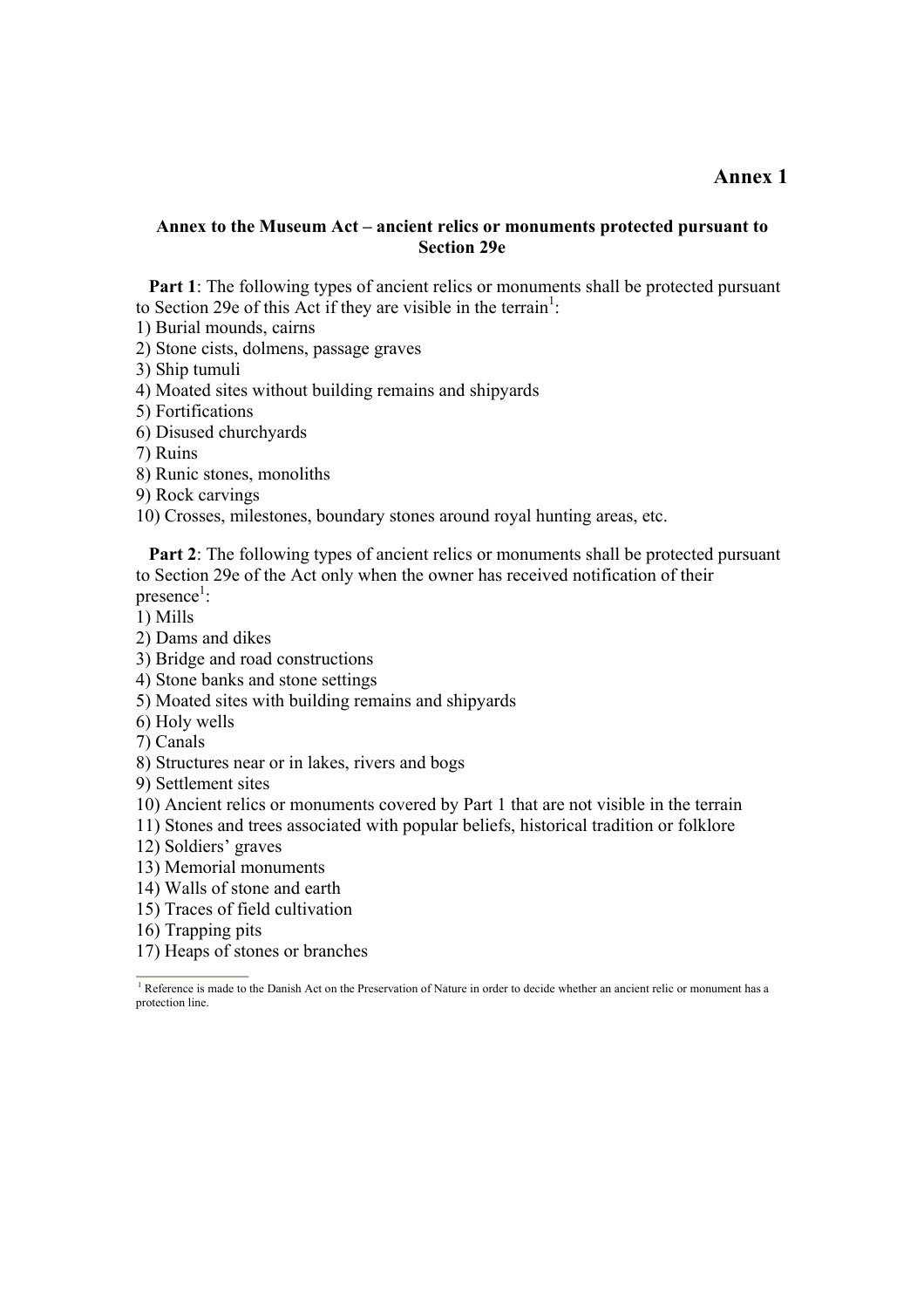# Annex 1

**Annex to the Museum Act – ancient relics or monuments protected pursuant to Section 29e**

**Part 1**: The following types of ancient relics or monuments shall be protected pursuant to Section 29e of this Act if they are visible in the terrain[1]:

1) Burial mounds, cairns
2) Stone cists, dolmens, passage graves
3) Ship tumuli
4) Moated sites without building remains and shipyards
5) Fortifications
6) Disused churchyards
7) Ruins
8) Runic stones, monoliths
9) Rock carvings
10) Crosses, milestones, boundary stones around royal hunting areas, etc.

**Part 2**: The following types of ancient relics or monuments shall be protected pursuant to Section 29e of the Act only when the owner has received notification of their presence[1]:

1) Mills
2) Dams and dikes
3) Bridge and road constructions
4) Stone banks and stone settings
5) Moated sites with building remains and shipyards
6) Holy wells
7) Canals
8) Structures near or in lakes, rivers and bogs
9) Settlement sites
10) Ancient relics or monuments covered by Part 1 that are not visible in the terrain
11) Stones and trees associated with popular beliefs, historical tradition or folklore
12) Soldiers' graves
13) Memorial monuments
14) Walls of stone and earth
15) Traces of field cultivation
16) Trapping pits
17) Heaps of stones or branches

[1] Reference is made to the Danish Act on the Preservation of Nature in order to decide whether an ancient relic or monument has a protection line.